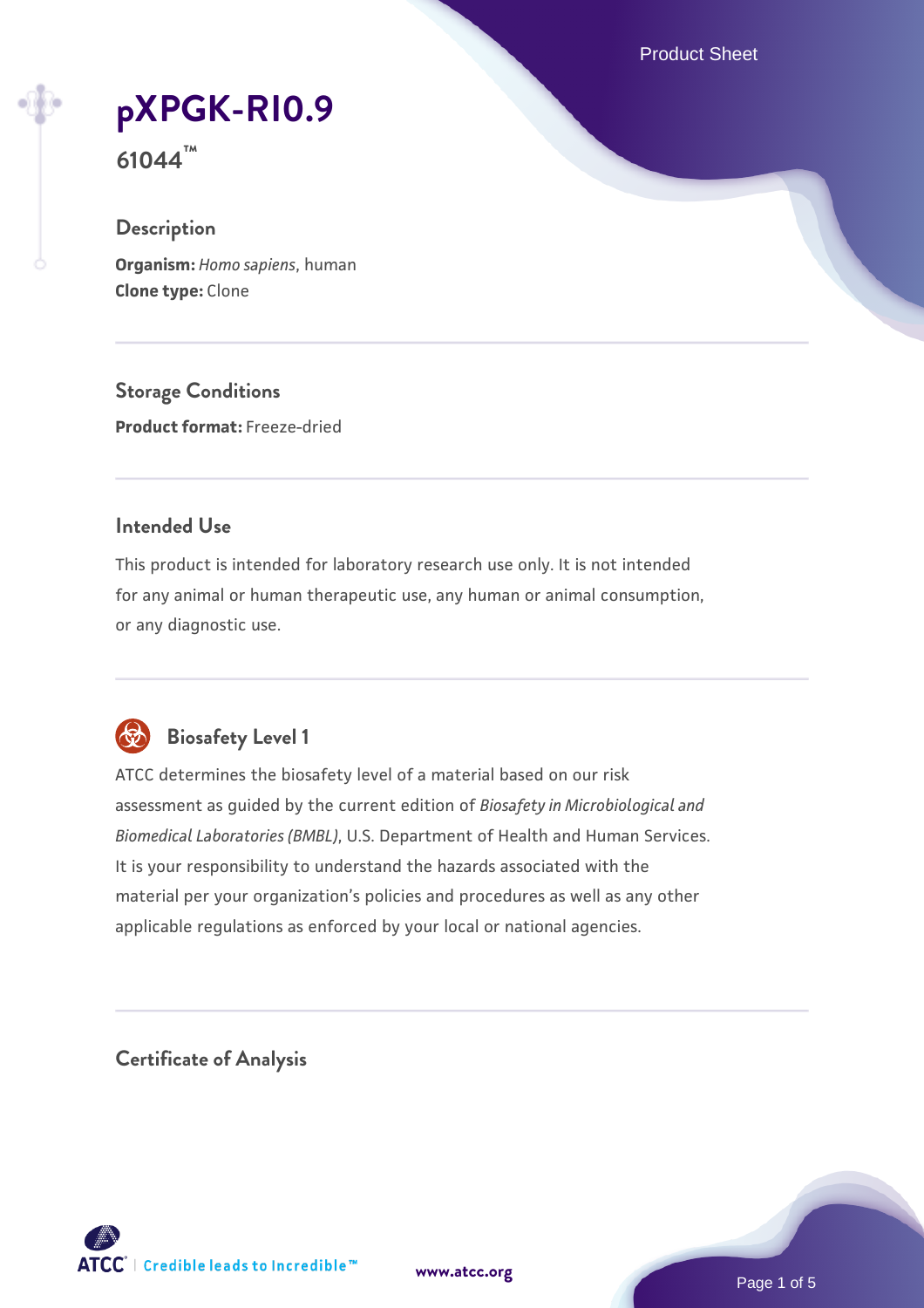# pXPGK-RI0.9

**61044™**

## Description

**Organism:** *Homo sapiens*, human
**Clone type:** Clone

## Storage Conditions

**Product format:** Freeze-dried

## Intended Use

This product is intended for laboratory research use only. It is not intended for any animal or human therapeutic use, any human or animal consumption, or any diagnostic use.

## Biosafety Level 1

ATCC determines the biosafety level of a material based on our risk assessment as guided by the current edition of *Biosafety in Microbiological and Biomedical Laboratories (BMBL)*, U.S. Department of Health and Human Services. It is your responsibility to understand the hazards associated with the material per your organization's policies and procedures as well as any other applicable regulations as enforced by your local or national agencies.

## Certificate of Analysis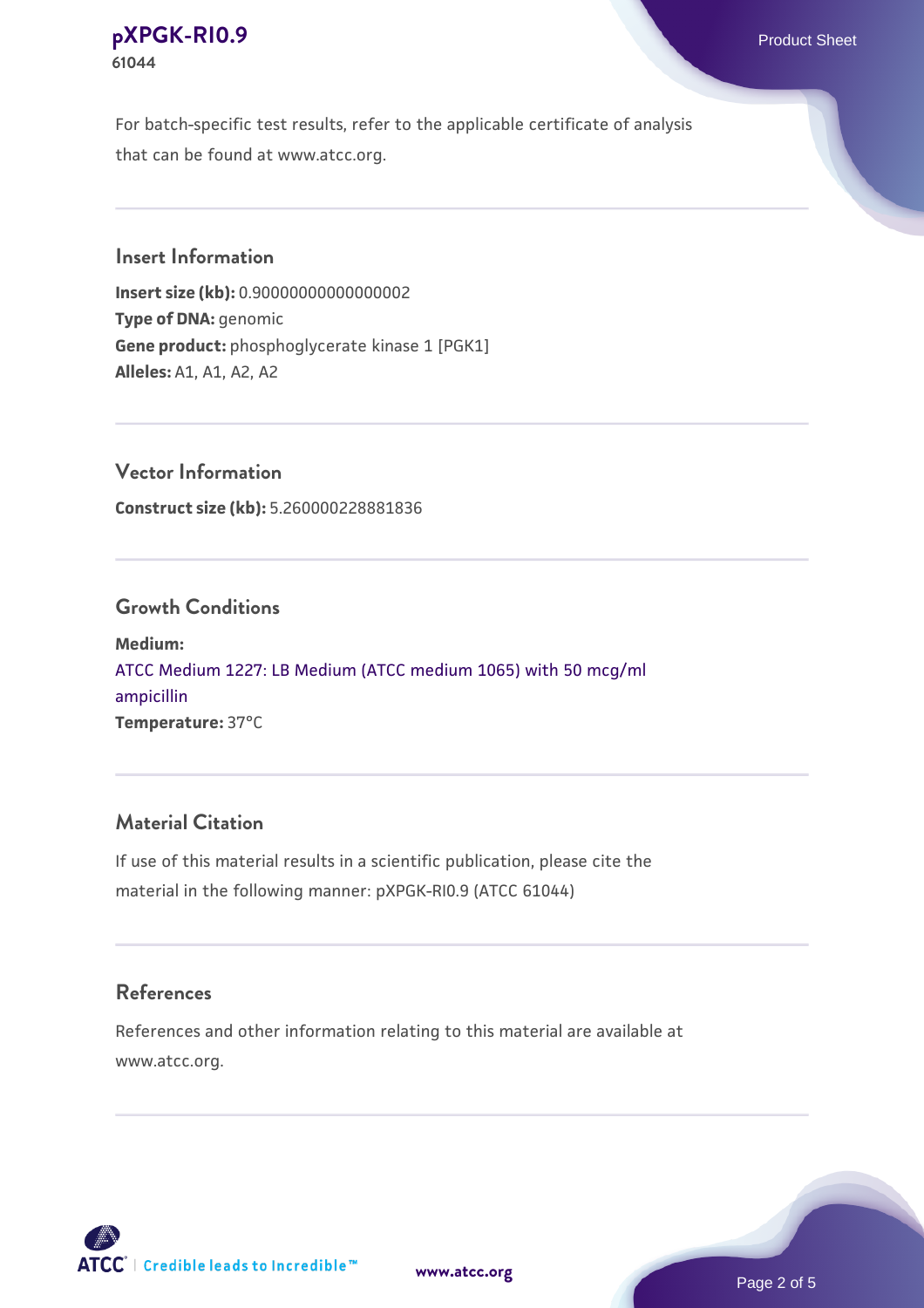For batch-specific test results, refer to the applicable certificate of analysis that can be found at www.atcc.org.

## Insert Information

**Insert size (kb):** 0.9000000000000002
**Type of DNA:** genomic
**Gene product:** phosphoglycerate kinase 1 [PGK1]
**Alleles:** A1, A1, A2, A2

## Vector Information

**Construct size (kb):** 5.260000228881836

## Growth Conditions

**Medium:**
ATCC Medium 1227: LB Medium (ATCC medium 1065) with 50 mcg/ml ampicillin
**Temperature:** 37°C

## Material Citation

If use of this material results in a scientific publication, please cite the material in the following manner: pXPGK-RI0.9 (ATCC 61044)

## References

References and other information relating to this material are available at www.atcc.org.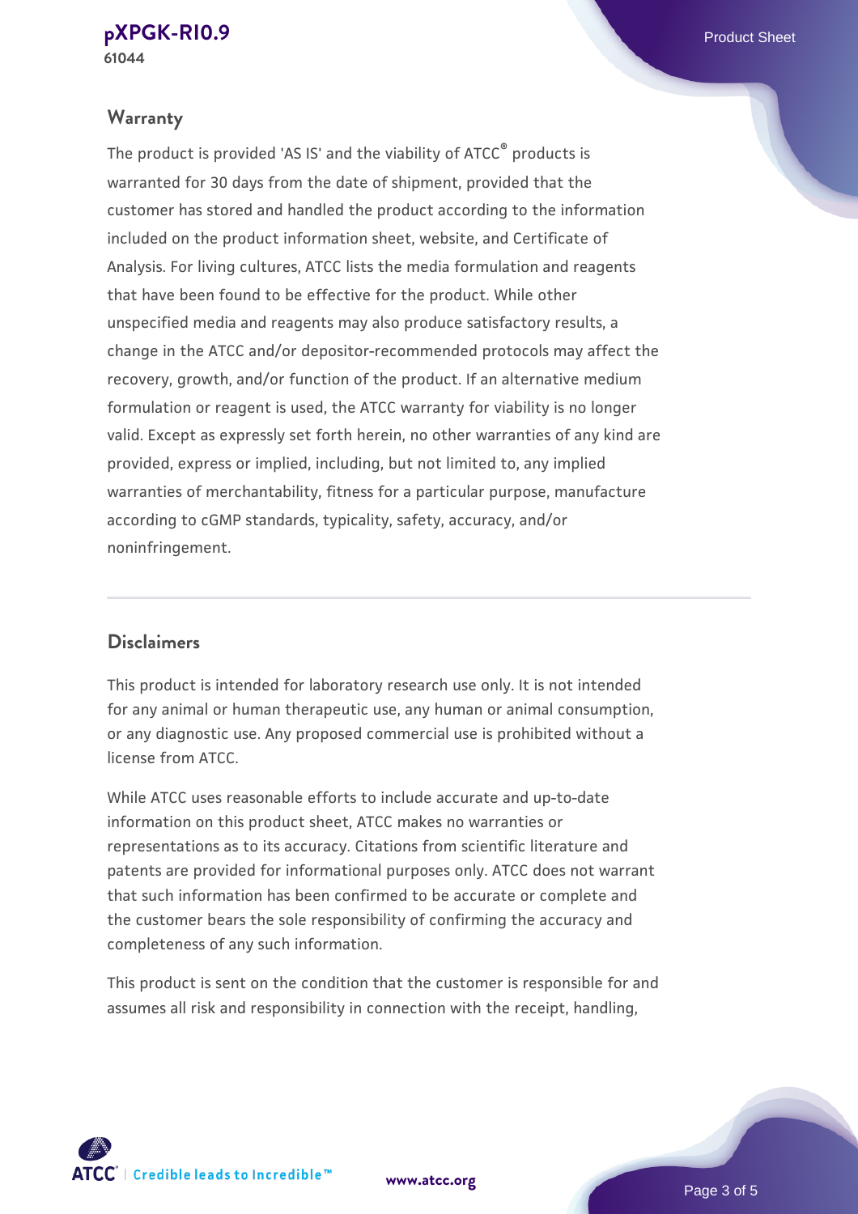## Warranty

The product is provided 'AS IS' and the viability of ATCC® products is warranted for 30 days from the date of shipment, provided that the customer has stored and handled the product according to the information included on the product information sheet, website, and Certificate of Analysis. For living cultures, ATCC lists the media formulation and reagents that have been found to be effective for the product. While other unspecified media and reagents may also produce satisfactory results, a change in the ATCC and/or depositor-recommended protocols may affect the recovery, growth, and/or function of the product. If an alternative medium formulation or reagent is used, the ATCC warranty for viability is no longer valid. Except as expressly set forth herein, no other warranties of any kind are provided, express or implied, including, but not limited to, any implied warranties of merchantability, fitness for a particular purpose, manufacture according to cGMP standards, typicality, safety, accuracy, and/or noninfringement.

## Disclaimers

This product is intended for laboratory research use only. It is not intended for any animal or human therapeutic use, any human or animal consumption, or any diagnostic use. Any proposed commercial use is prohibited without a license from ATCC.

While ATCC uses reasonable efforts to include accurate and up-to-date information on this product sheet, ATCC makes no warranties or representations as to its accuracy. Citations from scientific literature and patents are provided for informational purposes only. ATCC does not warrant that such information has been confirmed to be accurate or complete and the customer bears the sole responsibility of confirming the accuracy and completeness of any such information.

This product is sent on the condition that the customer is responsible for and assumes all risk and responsibility in connection with the receipt, handling,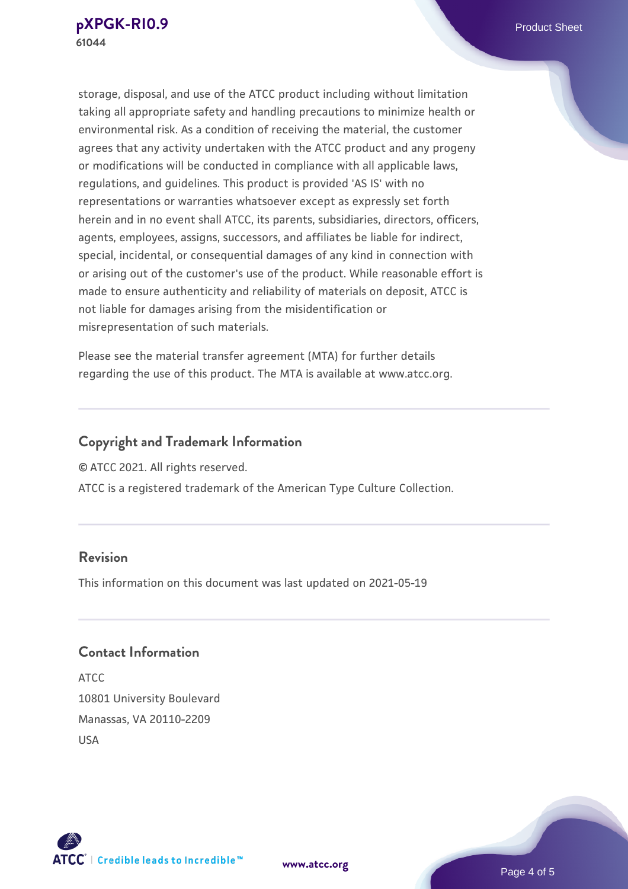storage, disposal, and use of the ATCC product including without limitation taking all appropriate safety and handling precautions to minimize health or environmental risk. As a condition of receiving the material, the customer agrees that any activity undertaken with the ATCC product and any progeny or modifications will be conducted in compliance with all applicable laws, regulations, and guidelines. This product is provided 'AS IS' with no representations or warranties whatsoever except as expressly set forth herein and in no event shall ATCC, its parents, subsidiaries, directors, officers, agents, employees, assigns, successors, and affiliates be liable for indirect, special, incidental, or consequential damages of any kind in connection with or arising out of the customer's use of the product. While reasonable effort is made to ensure authenticity and reliability of materials on deposit, ATCC is not liable for damages arising from the misidentification or misrepresentation of such materials.

Please see the material transfer agreement (MTA) for further details regarding the use of this product. The MTA is available at www.atcc.org.

## Copyright and Trademark Information

© ATCC 2021. All rights reserved.

ATCC is a registered trademark of the American Type Culture Collection.

## Revision

This information on this document was last updated on 2021-05-19

## Contact Information

ATCC
10801 University Boulevard
Manassas, VA 20110-2209
USA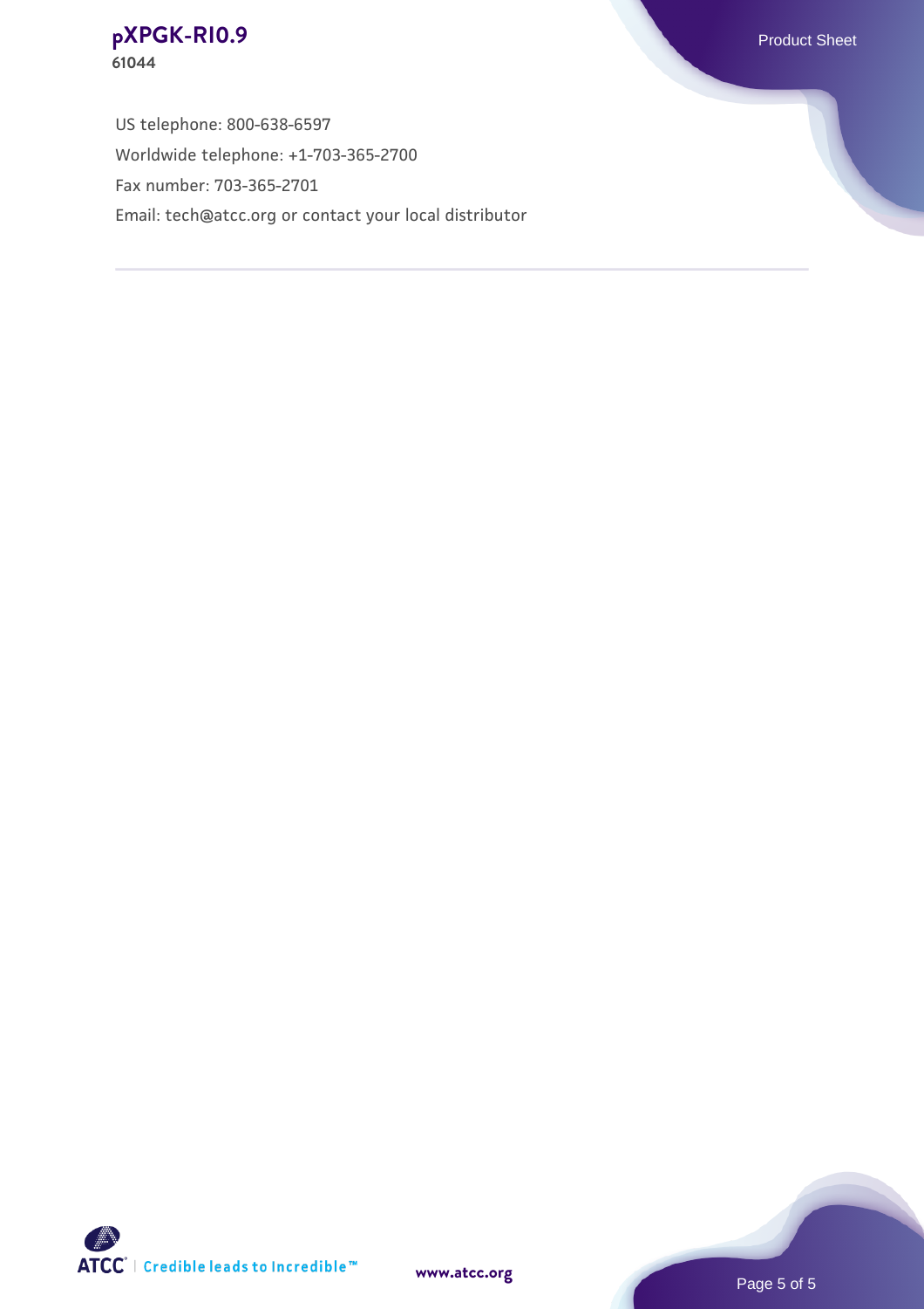US telephone: 800-638-6597

Worldwide telephone: +1-703-365-2700

Fax number: 703-365-2701

Email: tech@atcc.org or contact your local distributor